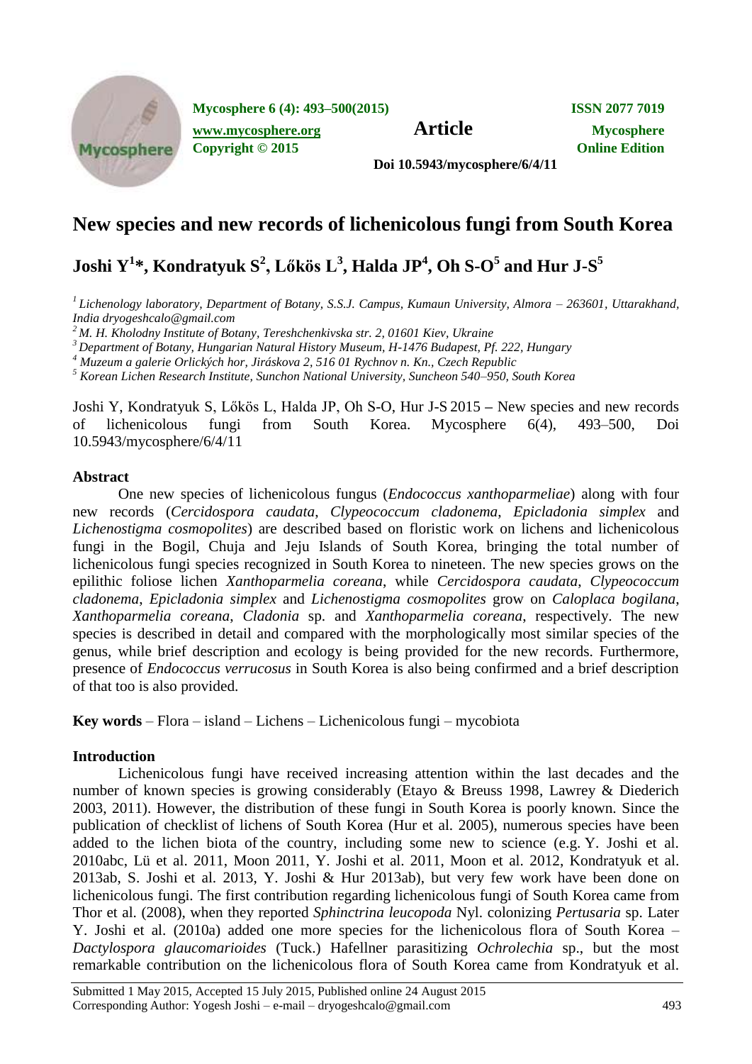# New species and new records of lichenicolous fungi from South Korea

## Joshi Y[1]*, Kondratyuk S[2], Lőkös L[3], Halda JP[4], Oh S-O[5] and Hur J-S[5]

[1] *Lichenology laboratory, Department of Botany, S.S.J. Campus, Kumaun University, Almora – 263601, Uttarakhand, India dryogeshcalo@gmail.com*
[2] *M. H. Kholodny Institute of Botany, Tereshchenkivska str. 2, 01601 Kiev, Ukraine*
[3] *Department of Botany, Hungarian Natural History Museum, H-1476 Budapest, Pf. 222, Hungary*
[4] *Muzeum a galerie Orlických hor, Jiráskova 2, 516 01 Rychnov n. Kn., Czech Republic*
[5] *Korean Lichen Research Institute, Sunchon National University, Suncheon 540–950, South Korea*

Joshi Y, Kondratyuk S, Lőkös L, Halda JP, Oh S-O, Hur J-S 2015 – New species and new records of lichenicolous fungi from South Korea. Mycosphere 6(4), 493–500, Doi 10.5943/mycosphere/6/4/11

### Abstract

One new species of lichenicolous fungus (*Endococcus xanthoparmeliae*) along with four new records (*Cercidospora caudata*, *Clypeococcum cladonema*, *Epicladonia simplex* and *Lichenostigma cosmopolites*) are described based on floristic work on lichens and lichenicolous fungi in the Bogil, Chuja and Jeju Islands of South Korea, bringing the total number of lichenicolous fungi species recognized in South Korea to nineteen. The new species grows on the epilithic foliose lichen *Xanthoparmelia coreana*, while *Cercidospora caudata*, *Clypeococcum cladonema*, *Epicladonia simplex* and *Lichenostigma cosmopolites* grow on *Caloplaca bogilana*, *Xanthoparmelia coreana*, *Cladonia* sp. and *Xanthoparmelia coreana*, respectively. The new species is described in detail and compared with the morphologically most similar species of the genus, while brief description and ecology is being provided for the new records. Furthermore, presence of *Endococcus verrucosus* in South Korea is also being confirmed and a brief description of that too is also provided.

**Key words** – Flora – island – Lichens – Lichenicolous fungi – mycobiota

### Introduction

Lichenicolous fungi have received increasing attention within the last decades and the number of known species is growing considerably (Etayo & Breuss 1998, Lawrey & Diederich 2003, 2011). However, the distribution of these fungi in South Korea is poorly known. Since the publication of checklist of lichens of South Korea (Hur et al. 2005), numerous species have been added to the lichen biota of the country, including some new to science (e.g. Y. Joshi et al. 2010abc, Lü et al. 2011, Moon 2011, Y. Joshi et al. 2011, Moon et al. 2012, Kondratyuk et al. 2013ab, S. Joshi et al. 2013, Y. Joshi & Hur 2013ab), but very few work have been done on lichenicolous fungi. The first contribution regarding lichenicolous fungi of South Korea came from Thor et al. (2008), when they reported *Sphinctrina leucopoda* Nyl. colonizing *Pertusaria* sp. Later Y. Joshi et al. (2010a) added one more species for the lichenicolous flora of South Korea – *Dactylospora glaucomarioides* (Tuck.) Hafellner parasitizing *Ochrolechia* sp., but the most remarkable contribution on the lichenicolous flora of South Korea came from Kondratyuk et al.

Submitted 1 May 2015, Accepted 15 July 2015, Published online 24 August 2015
Corresponding Author: Yogesh Joshi – e-mail – dryogeshcalo@gmail.com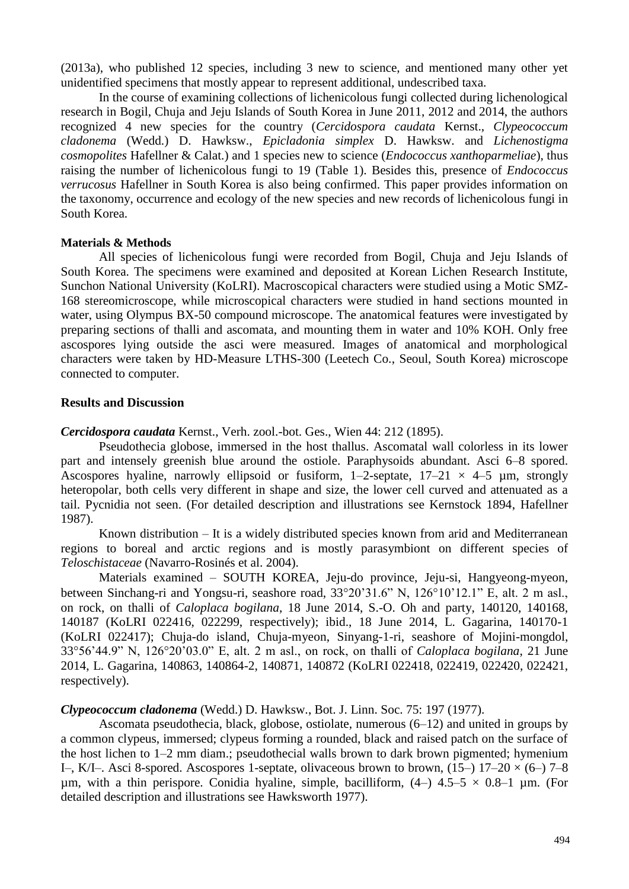(2013a), who published 12 species, including 3 new to science, and mentioned many other yet unidentified specimens that mostly appear to represent additional, undescribed taxa.

In the course of examining collections of lichenicolous fungi collected during lichenological research in Bogil, Chuja and Jeju Islands of South Korea in June 2011, 2012 and 2014, the authors recognized 4 new species for the country (*Cercidospora caudata* Kernst., *Clypeococcum cladonema* (Wedd.) D. Hawksw., *Epicladonia simplex* D. Hawksw. and *Lichenostigma cosmopolites* Hafellner & Calat.) and 1 species new to science (*Endococcus xanthoparmeliae*), thus raising the number of lichenicolous fungi to 19 (Table 1). Besides this, presence of *Endococcus verrucosus* Hafellner in South Korea is also being confirmed. This paper provides information on the taxonomy, occurrence and ecology of the new species and new records of lichenicolous fungi in South Korea.

## Materials & Methods

All species of lichenicolous fungi were recorded from Bogil, Chuja and Jeju Islands of South Korea. The specimens were examined and deposited at Korean Lichen Research Institute, Sunchon National University (KoLRI). Macroscopical characters were studied using a Motic SMZ-168 stereomicroscope, while microscopical characters were studied in hand sections mounted in water, using Olympus BX-50 compound microscope. The anatomical features were investigated by preparing sections of thalli and ascomata, and mounting them in water and 10% KOH. Only free ascospores lying outside the asci were measured. Images of anatomical and morphological characters were taken by HD-Measure LTHS-300 (Leetech Co., Seoul, South Korea) microscope connected to computer.

## Results and Discussion

***Cercidospora caudata*** Kernst., Verh. zool.-bot. Ges., Wien 44: 212 (1895).

Pseudothecia globose, immersed in the host thallus. Ascomatal wall colorless in its lower part and intensely greenish blue around the ostiole. Paraphysoids abundant. Asci 6–8 spored. Ascospores hyaline, narrowly ellipsoid or fusiform, 1–2-septate, 17–21 × 4–5 µm, strongly heteropolar, both cells very different in shape and size, the lower cell curved and attenuated as a tail. Pycnidia not seen. (For detailed description and illustrations see Kernstock 1894, Hafellner 1987).

Known distribution – It is a widely distributed species known from arid and Mediterranean regions to boreal and arctic regions and is mostly parasymbiont on different species of *Teloschistaceae* (Navarro-Rosinés et al. 2004).

Materials examined – SOUTH KOREA, Jeju-do province, Jeju-si, Hangyeong-myeon, between Sinchang-ri and Yongsu-ri, seashore road, 33°20'31.6" N, 126°10'12.1" E, alt. 2 m asl., on rock, on thalli of *Caloplaca bogilana*, 18 June 2014, S.-O. Oh and party, 140120, 140168, 140187 (KoLRI 022416, 022299, respectively); ibid., 18 June 2014, L. Gagarina, 140170-1 (KoLRI 022417); Chuja-do island, Chuja-myeon, Sinyang-1-ri, seashore of Mojini-mongdol, 33°56'44.9" N, 126°20'03.0" E, alt. 2 m asl., on rock, on thalli of *Caloplaca bogilana*, 21 June 2014, L. Gagarina, 140863, 140864-2, 140871, 140872 (KoLRI 022418, 022419, 022420, 022421, respectively).

***Clypeococcum cladonema*** (Wedd.) D. Hawksw., Bot. J. Linn. Soc. 75: 197 (1977).

Ascomata pseudothecia, black, globose, ostiolate, numerous (6–12) and united in groups by a common clypeus, immersed; clypeus forming a rounded, black and raised patch on the surface of the host lichen to 1–2 mm diam.; pseudothecial walls brown to dark brown pigmented; hymenium I–, K/I–. Asci 8-spored. Ascospores 1-septate, olivaceous brown to brown, (15–) 17–20 × (6–) 7–8 µm, with a thin perispore. Conidia hyaline, simple, bacilliform, (4–) 4.5–5 × 0.8–1 µm. (For detailed description and illustrations see Hawksworth 1977).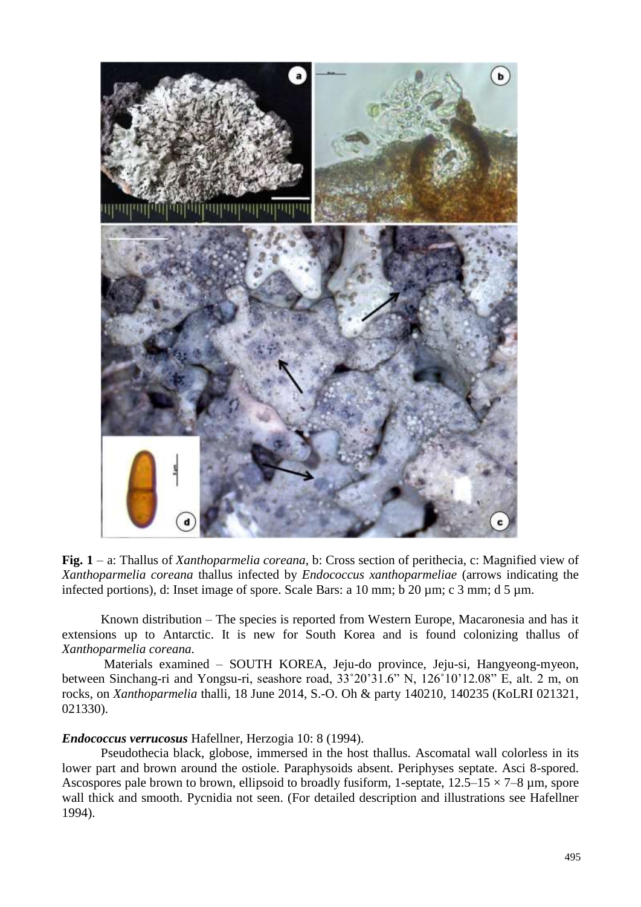**Fig. 1** – a: Thallus of *Xanthoparmelia coreana*, b: Cross section of perithecia, c: Magnified view of *Xanthoparmelia coreana* thallus infected by *Endococcus xanthoparmeliae* (arrows indicating the infected portions), d: Inset image of spore. Scale Bars: a 10 mm; b 20 µm; c 3 mm; d 5 µm.

Known distribution – The species is reported from Western Europe, Macaronesia and has it extensions up to Antarctic. It is new for South Korea and is found colonizing thallus of *Xanthoparmelia coreana*.

Materials examined – SOUTH KOREA, Jeju-do province, Jeju-si, Hangyeong-myeon, between Sinchang-ri and Yongsu-ri, seashore road, 33˚20'31.6" N, 126˚10'12.08" E, alt. 2 m, on rocks, on *Xanthoparmelia* thalli, 18 June 2014, S.-O. Oh & party 140210, 140235 (KoLRI 021321, 021330).

***Endococcus verrucosus*** Hafellner, Herzogia 10: 8 (1994).

Pseudothecia black, globose, immersed in the host thallus. Ascomatal wall colorless in its lower part and brown around the ostiole. Paraphysoids absent. Periphyses septate. Asci 8-spored. Ascospores pale brown to brown, ellipsoid to broadly fusiform, 1-septate, 12.5–15 × 7–8 µm, spore wall thick and smooth. Pycnidia not seen. (For detailed description and illustrations see Hafellner 1994).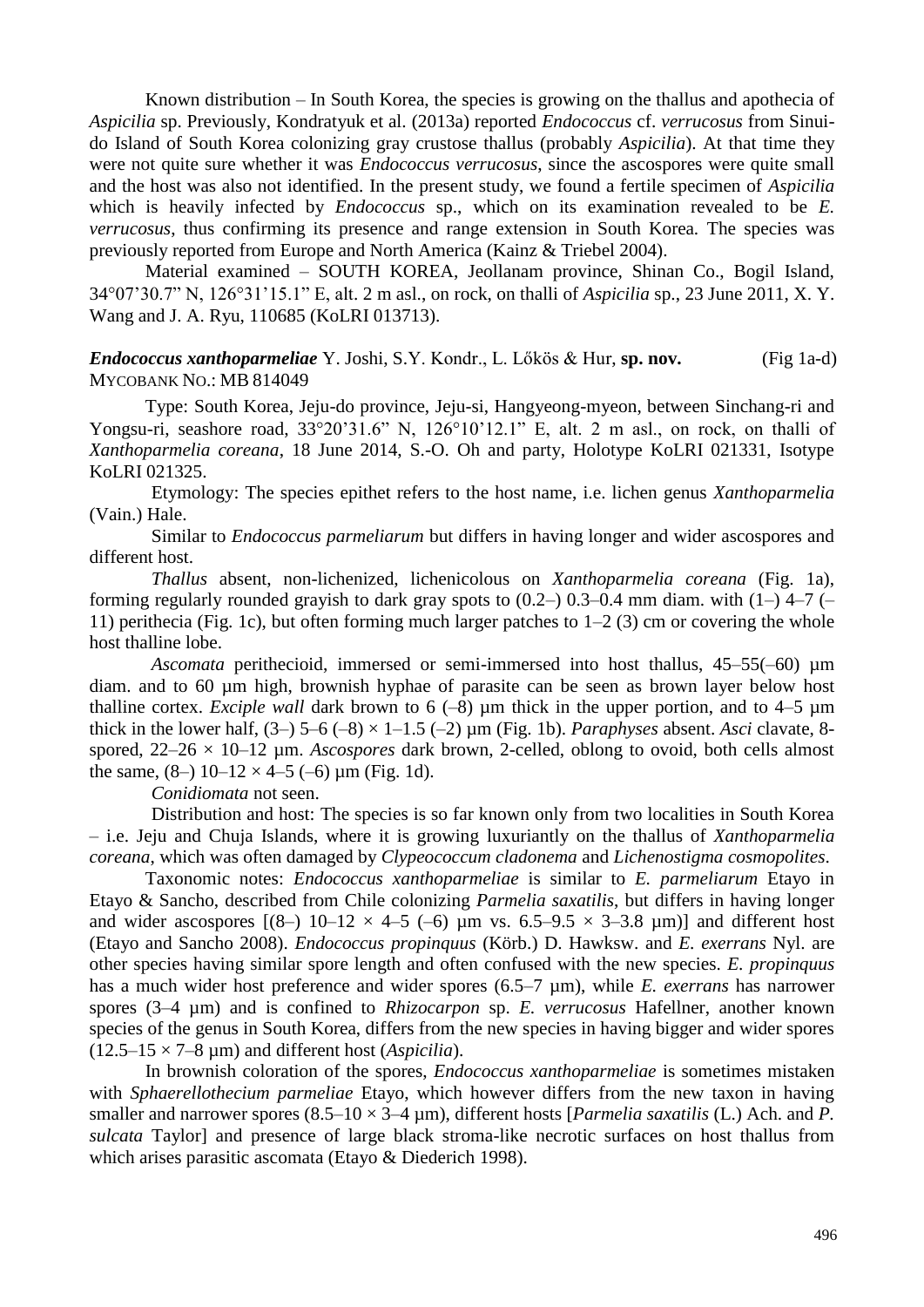Known distribution – In South Korea, the species is growing on the thallus and apothecia of *Aspicilia* sp. Previously, Kondratyuk et al. (2013a) reported *Endococcus* cf. *verrucosus* from Sinui-do Island of South Korea colonizing gray crustose thallus (probably *Aspicilia*). At that time they were not quite sure whether it was *Endococcus verrucosus*, since the ascospores were quite small and the host was also not identified. In the present study, we found a fertile specimen of *Aspicilia* which is heavily infected by *Endococcus* sp., which on its examination revealed to be *E. verrucosus*, thus confirming its presence and range extension in South Korea. The species was previously reported from Europe and North America (Kainz & Triebel 2004).

Material examined – SOUTH KOREA, Jeollanam province, Shinan Co., Bogil Island, 34°07'30.7" N, 126°31'15.1" E, alt. 2 m asl., on rock, on thalli of *Aspicilia* sp., 23 June 2011, X. Y. Wang and J. A. Ryu, 110685 (KoLRI 013713).

***Endococcus xanthoparmeliae*** Y. Joshi, S.Y. Kondr., L. Lőkös & Hur, **sp. nov.** (Fig 1a-d)
MYCOBANK NO.: MB 814049

Type: South Korea, Jeju-do province, Jeju-si, Hangyeong-myeon, between Sinchang-ri and Yongsu-ri, seashore road, 33°20'31.6" N, 126°10'12.1" E, alt. 2 m asl., on rock, on thalli of *Xanthoparmelia coreana*, 18 June 2014, S.-O. Oh and party, Holotype KoLRI 021331, Isotype KoLRI 021325.

Etymology: The species epithet refers to the host name, i.e. lichen genus *Xanthoparmelia* (Vain.) Hale.

Similar to *Endococcus parmeliarum* but differs in having longer and wider ascospores and different host.

*Thallus* absent, non-lichenized, lichenicolous on *Xanthoparmelia coreana* (Fig. 1a), forming regularly rounded grayish to dark gray spots to (0.2–) 0.3–0.4 mm diam. with (1–) 4–7 (–11) perithecia (Fig. 1c), but often forming much larger patches to 1–2 (3) cm or covering the whole host thalline lobe.

*Ascomata* perithecioid, immersed or semi-immersed into host thallus, 45–55(–60) µm diam. and to 60 µm high, brownish hyphae of parasite can be seen as brown layer below host thalline cortex. *Exciple wall* dark brown to 6 (–8) µm thick in the upper portion, and to 4–5 µm thick in the lower half, (3–) 5–6 (–8) × 1–1.5 (–2) µm (Fig. 1b). *Paraphyses* absent. *Asci* clavate, 8-spored, 22–26 × 10–12 µm. *Ascospores* dark brown, 2-celled, oblong to ovoid, both cells almost the same, (8–) 10–12 × 4–5 (–6) µm (Fig. 1d).

*Conidiomata* not seen.

Distribution and host: The species is so far known only from two localities in South Korea – i.e. Jeju and Chuja Islands, where it is growing luxuriantly on the thallus of *Xanthoparmelia coreana*, which was often damaged by *Clypeococcum cladonema* and *Lichenostigma cosmopolites*.

Taxonomic notes: *Endococcus xanthoparmeliae* is similar to *E. parmeliarum* Etayo in Etayo & Sancho, described from Chile colonizing *Parmelia saxatilis*, but differs in having longer and wider ascospores [(8–) 10–12 × 4–5 (–6) µm vs. 6.5–9.5 × 3–3.8 µm)] and different host (Etayo and Sancho 2008). *Endococcus propinquus* (Körb.) D. Hawksw. and *E. exerrans* Nyl. are other species having similar spore length and often confused with the new species. *E. propinquus* has a much wider host preference and wider spores (6.5–7 µm), while *E. exerrans* has narrower spores (3–4 µm) and is confined to *Rhizocarpon* sp. *E. verrucosus* Hafellner, another known species of the genus in South Korea, differs from the new species in having bigger and wider spores (12.5–15 × 7–8 µm) and different host (*Aspicilia*).

In brownish coloration of the spores, *Endococcus xanthoparmeliae* is sometimes mistaken with *Sphaerellothecium parmeliae* Etayo, which however differs from the new taxon in having smaller and narrower spores (8.5–10 × 3–4 µm), different hosts [*Parmelia saxatilis* (L.) Ach. and *P. sulcata* Taylor] and presence of large black stroma-like necrotic surfaces on host thallus from which arises parasitic ascomata (Etayo & Diederich 1998).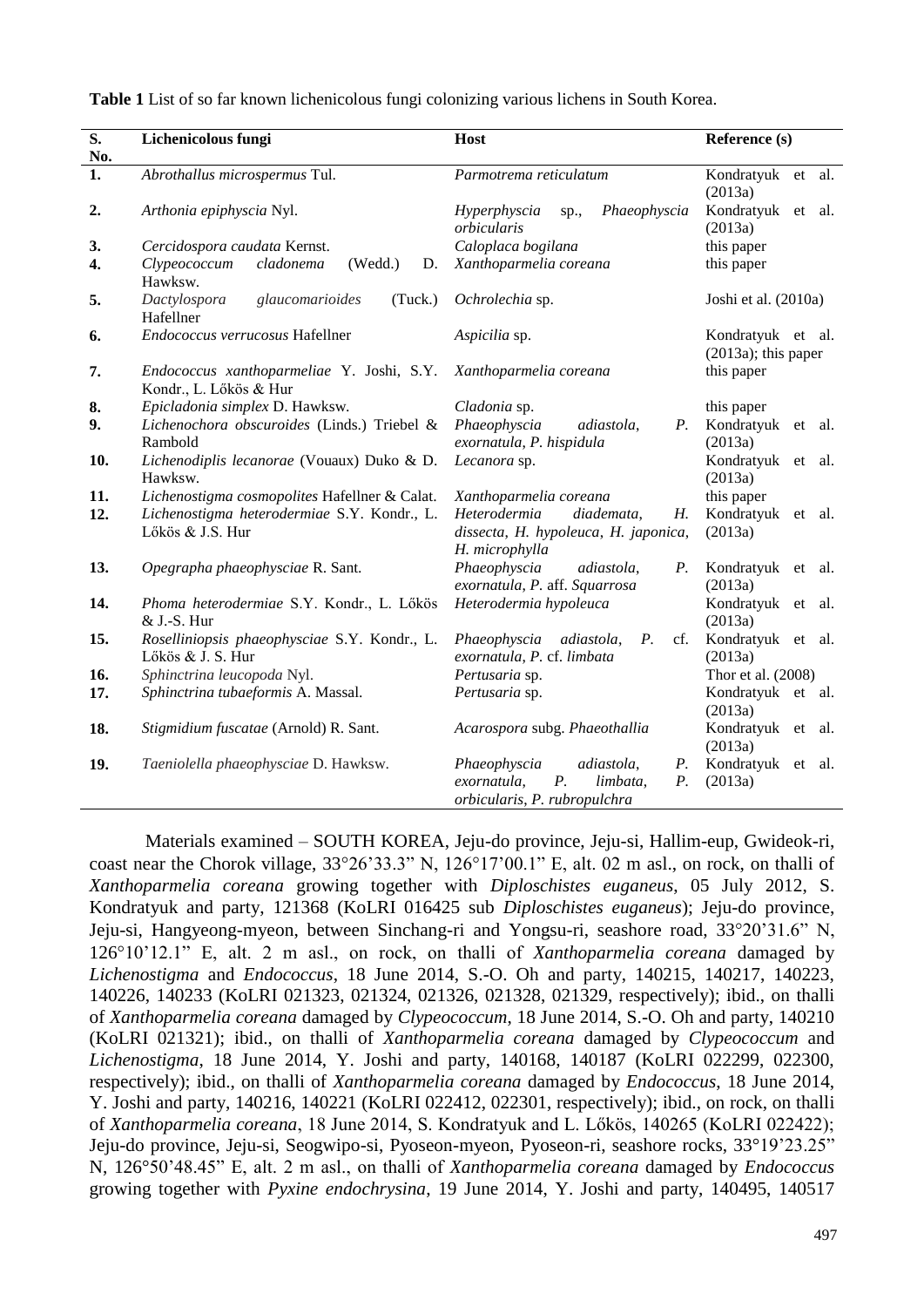**Table 1** List of so far known lichenicolous fungi colonizing various lichens in South Korea.

| S. No. | Lichenicolous fungi | Host | Reference (s) |
|---|---|---|---|
| **1.** | *Abrothallus microspermus* Tul. | *Parmotrema reticulatum* | Kondratyuk et al. (2013a) |
| **2.** | *Arthonia epiphyscia* Nyl. | *Hyperphyscia* sp., *Phaeophyscia orbicularis* | Kondratyuk et al. (2013a) |
| **3.** | *Cercidospora caudata* Kernst. | *Caloplaca bogilana* | this paper |
| **4.** | *Clypeococcum cladonema* (Wedd.) D. Hawksw. | *Xanthoparmelia coreana* | this paper |
| **5.** | *Dactylospora glaucomarioides* (Tuck.) Hafellner | *Ochrolechia* sp. | Joshi et al. (2010a) |
| **6.** | *Endococcus verrucosus* Hafellner | *Aspicilia* sp. | Kondratyuk et al. (2013a); this paper |
| **7.** | *Endococcus xanthoparmeliae* Y. Joshi, S.Y. Kondr., L. Lőkös & Hur | *Xanthoparmelia coreana* | this paper |
| **8.** | *Epicladonia simplex* D. Hawksw. | *Cladonia* sp. | this paper |
| **9.** | *Lichenochora obscuroides* (Linds.) Triebel & Rambold | *Phaeophyscia adiastola*, *P. exornatula*, *P. hispidula* | Kondratyuk et al. (2013a) |
| **10.** | *Lichenodiplis lecanorae* (Vouaux) Duko & D. Hawksw. | *Lecanora* sp. | Kondratyuk et al. (2013a) |
| **11.** | *Lichenostigma cosmopolites* Hafellner & Calat. | *Xanthoparmelia coreana* | this paper |
| **12.** | *Lichenostigma heterodermiae* S.Y. Kondr., L. Lőkös & J.S. Hur | *Heterodermia diademata*, *H. dissecta*, *H. hypoleuca*, *H. japonica*, *H. microphylla* | Kondratyuk et al. (2013a) |
| **13.** | *Opegrapha phaeophysciae* R. Sant. | *Phaeophyscia adiastola*, *P. exornatula*, *P.* aff. *Squarrosa* | Kondratyuk et al. (2013a) |
| **14.** | *Phoma heterodermiae* S.Y. Kondr., L. Lőkös & J.-S. Hur | *Heterodermia hypoleuca* | Kondratyuk et al. (2013a) |
| **15.** | *Roselliniopsis phaeophysciae* S.Y. Kondr., L. Lőkös & J. S. Hur | *Phaeophyscia adiastola*, *P.* cf. *exornatula*, *P.* cf. *limbata* | Kondratyuk et al. (2013a) |
| **16.** | *Sphinctrina leucopoda* Nyl. | *Pertusaria* sp. | Thor et al. (2008) |
| **17.** | *Sphinctrina tubaeformis* A. Massal. | *Pertusaria* sp. | Kondratyuk et al. (2013a) |
| **18.** | *Stigmidium fuscatae* (Arnold) R. Sant. | *Acarospora* subg. *Phaeothallia* | Kondratyuk et al. (2013a) |
| **19.** | *Taeniolella phaeophysciae* D. Hawksw. | *Phaeophyscia adiastola*, *P. exornatula*, *P. limbata*, *P. orbicularis*, *P. rubropulchra* | Kondratyuk et al. (2013a) |

Materials examined – SOUTH KOREA, Jeju-do province, Jeju-si, Hallim-eup, Gwideok-ri, coast near the Chorok village, 33°26'33.3" N, 126°17'00.1" E, alt. 02 m asl., on rock, on thalli of *Xanthoparmelia coreana* growing together with *Diploschistes euganeus*, 05 July 2012, S. Kondratyuk and party, 121368 (KoLRI 016425 sub *Diploschistes euganeus*); Jeju-do province, Jeju-si, Hangyeong-myeon, between Sinchang-ri and Yongsu-ri, seashore road, 33°20'31.6" N, 126°10'12.1" E, alt. 2 m asl., on rock, on thalli of *Xanthoparmelia coreana* damaged by *Lichenostigma* and *Endococcus*, 18 June 2014, S.-O. Oh and party, 140215, 140217, 140223, 140226, 140233 (KoLRI 021323, 021324, 021326, 021328, 021329, respectively); ibid., on thalli of *Xanthoparmelia coreana* damaged by *Clypeococcum*, 18 June 2014, S.-O. Oh and party, 140210 (KoLRI 021321); ibid., on thalli of *Xanthoparmelia coreana* damaged by *Clypeococcum* and *Lichenostigma*, 18 June 2014, Y. Joshi and party, 140168, 140187 (KoLRI 022299, 022300, respectively); ibid., on thalli of *Xanthoparmelia coreana* damaged by *Endococcus*, 18 June 2014, Y. Joshi and party, 140216, 140221 (KoLRI 022412, 022301, respectively); ibid., on rock, on thalli of *Xanthoparmelia coreana*, 18 June 2014, S. Kondratyuk and L. Lőkös, 140265 (KoLRI 022422); Jeju-do province, Jeju-si, Seogwipo-si, Pyoseon-myeon, Pyoseon-ri, seashore rocks, 33°19'23.25" N, 126°50'48.45" E, alt. 2 m asl., on thalli of *Xanthoparmelia coreana* damaged by *Endococcus* growing together with *Pyxine endochrysina*, 19 June 2014, Y. Joshi and party, 140495, 140517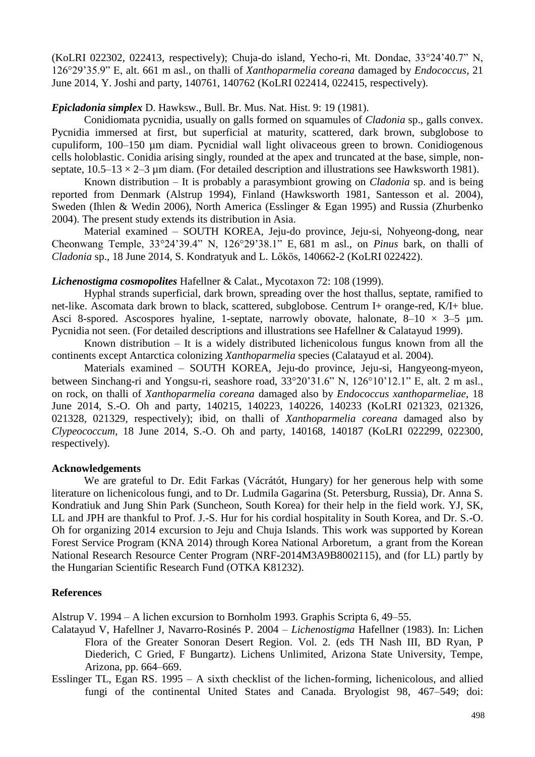(KoLRI 022302, 022413, respectively); Chuja-do island, Yecho-ri, Mt. Dondae, 33°24'40.7" N, 126°29'35.9" E, alt. 661 m asl., on thalli of *Xanthoparmelia coreana* damaged by *Endococcus*, 21 June 2014, Y. Joshi and party, 140761, 140762 (KoLRI 022414, 022415, respectively).

***Epicladonia simplex*** D. Hawksw., Bull. Br. Mus. Nat. Hist. 9: 19 (1981).

Conidiomata pycnidia, usually on galls formed on squamules of *Cladonia* sp., galls convex. Pycnidia immersed at first, but superficial at maturity, scattered, dark brown, subglobose to cupuliform, 100–150 µm diam. Pycnidial wall light olivaceous green to brown. Conidiogenous cells holoblastic. Conidia arising singly, rounded at the apex and truncated at the base, simple, non-septate, 10.5–13 × 2–3 µm diam. (For detailed description and illustrations see Hawksworth 1981).

Known distribution – It is probably a parasymbiont growing on *Cladonia* sp. and is being reported from Denmark (Alstrup 1994), Finland (Hawksworth 1981, Santesson et al. 2004), Sweden (Ihlen & Wedin 2006), North America (Esslinger & Egan 1995) and Russia (Zhurbenko 2004). The present study extends its distribution in Asia.

Material examined – SOUTH KOREA, Jeju-do province, Jeju-si, Nohyeong-dong, near Cheonwang Temple, 33°24'39.4" N, 126°29'38.1" E, 681 m asl., on *Pinus* bark, on thalli of *Cladonia* sp., 18 June 2014, S. Kondratyuk and L. Lőkös, 140662-2 (KoLRI 022422).

***Lichenostigma cosmopolites*** Hafellner & Calat., Mycotaxon 72: 108 (1999).

Hyphal strands superficial, dark brown, spreading over the host thallus, septate, ramified to net-like. Ascomata dark brown to black, scattered, subglobose. Centrum I+ orange-red, K/I+ blue. Asci 8-spored. Ascospores hyaline, 1-septate, narrowly obovate, halonate, 8–10 × 3–5 µm. Pycnidia not seen. (For detailed descriptions and illustrations see Hafellner & Calatayud 1999).

Known distribution – It is a widely distributed lichenicolous fungus known from all the continents except Antarctica colonizing *Xanthoparmelia* species (Calatayud et al. 2004).

Materials examined – SOUTH KOREA, Jeju-do province, Jeju-si, Hangyeong-myeon, between Sinchang-ri and Yongsu-ri, seashore road, 33°20'31.6" N, 126°10'12.1" E, alt. 2 m asl., on rock, on thalli of *Xanthoparmelia coreana* damaged also by *Endococcus xanthoparmeliae*, 18 June 2014, S.-O. Oh and party, 140215, 140223, 140226, 140233 (KoLRI 021323, 021326, 021328, 021329, respectively); ibid, on thalli of *Xanthoparmelia coreana* damaged also by *Clypeococcum*, 18 June 2014, S.-O. Oh and party, 140168, 140187 (KoLRI 022299, 022300, respectively).

## Acknowledgements

We are grateful to Dr. Edit Farkas (Vácrátót, Hungary) for her generous help with some literature on lichenicolous fungi, and to Dr. Ludmila Gagarina (St. Petersburg, Russia), Dr. Anna S. Kondratiuk and Jung Shin Park (Suncheon, South Korea) for their help in the field work. YJ, SK, LL and JPH are thankful to Prof. J.-S. Hur for his cordial hospitality in South Korea, and Dr. S.-O. Oh for organizing 2014 excursion to Jeju and Chuja Islands. This work was supported by Korean Forest Service Program (KNA 2014) through Korea National Arboretum, a grant from the Korean National Research Resource Center Program (NRF-2014M3A9B8002115), and (for LL) partly by the Hungarian Scientific Research Fund (OTKA K81232).

## References

Alstrup V. 1994 – A lichen excursion to Bornholm 1993. Graphis Scripta 6, 49–55.

Calatayud V, Hafellner J, Navarro-Rosinés P. 2004 – *Lichenostigma* Hafellner (1983). In: Lichen Flora of the Greater Sonoran Desert Region. Vol. 2. (eds TH Nash III, BD Ryan, P Diederich, C Gried, F Bungartz). Lichens Unlimited, Arizona State University, Tempe, Arizona, pp. 664–669.

Esslinger TL, Egan RS. 1995 – A sixth checklist of the lichen-forming, lichenicolous, and allied fungi of the continental United States and Canada. Bryologist 98, 467–549; doi: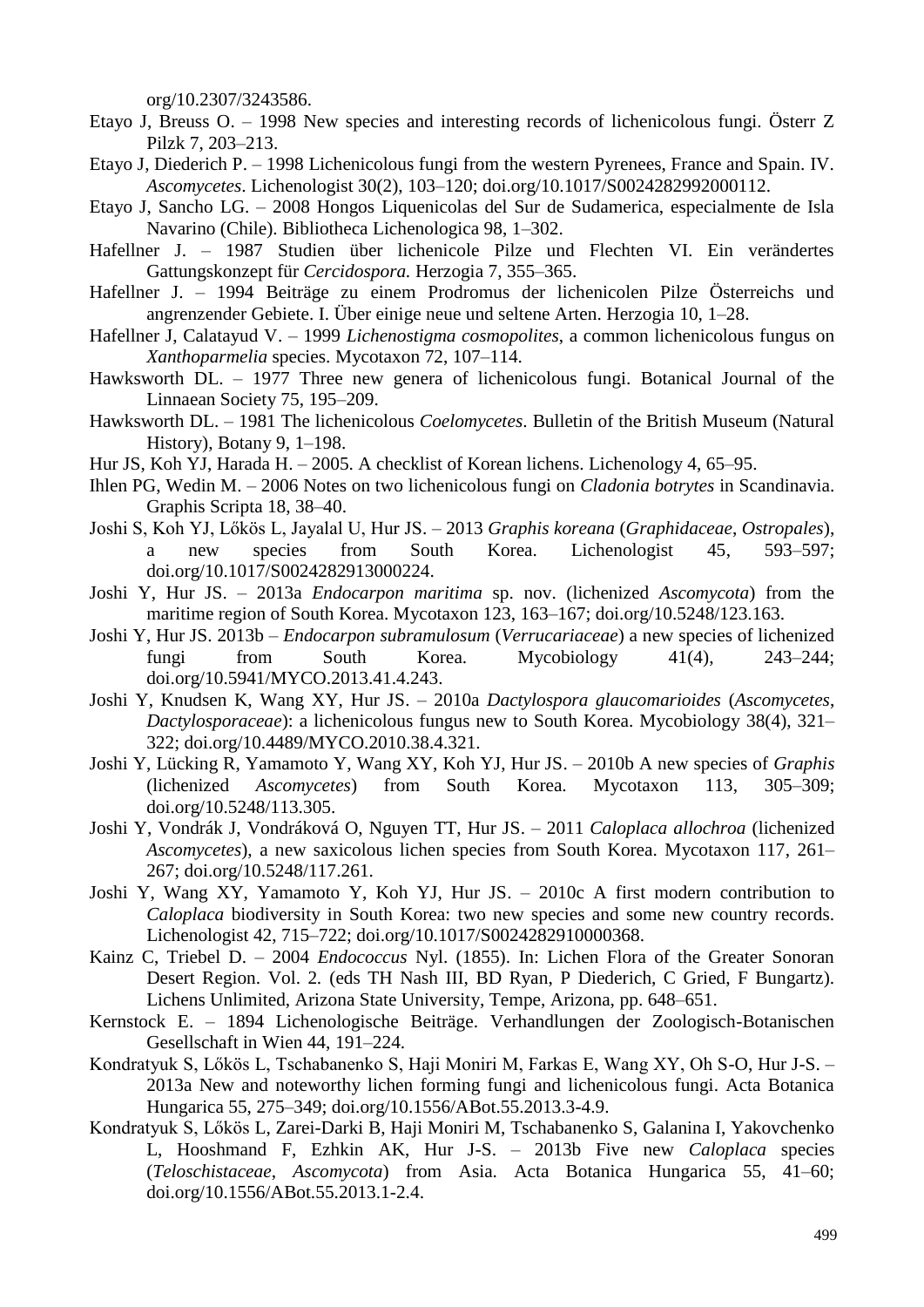org/10.2307/3243586.

Etayo J, Breuss O. – 1998 New species and interesting records of lichenicolous fungi. Österr Z Pilzk 7, 203–213.

Etayo J, Diederich P. – 1998 Lichenicolous fungi from the western Pyrenees, France and Spain. IV. *Ascomycetes*. Lichenologist 30(2), 103–120; doi.org/10.1017/S0024282992000112.

Etayo J, Sancho LG. – 2008 Hongos Liquenicolas del Sur de Sudamerica, especialmente de Isla Navarino (Chile). Bibliotheca Lichenologica 98, 1–302.

Hafellner J. – 1987 Studien über lichenicole Pilze und Flechten VI. Ein verändertes Gattungskonzept für *Cercidospora.* Herzogia 7, 355–365.

Hafellner J. – 1994 Beiträge zu einem Prodromus der lichenicolen Pilze Österreichs und angrenzender Gebiete. I. Über einige neue und seltene Arten. Herzogia 10, 1–28.

Hafellner J, Calatayud V. – 1999 *Lichenostigma cosmopolites*, a common lichenicolous fungus on *Xanthoparmelia* species. Mycotaxon 72, 107–114.

Hawksworth DL. – 1977 Three new genera of lichenicolous fungi. Botanical Journal of the Linnaean Society 75, 195–209.

Hawksworth DL. – 1981 The lichenicolous *Coelomycetes*. Bulletin of the British Museum (Natural History), Botany 9, 1–198.

Hur JS, Koh YJ, Harada H. – 2005. A checklist of Korean lichens. Lichenology 4, 65–95.

Ihlen PG, Wedin M. – 2006 Notes on two lichenicolous fungi on *Cladonia botrytes* in Scandinavia. Graphis Scripta 18, 38–40.

Joshi S, Koh YJ, Lőkös L, Jayalal U, Hur JS. – 2013 *Graphis koreana* (*Graphidaceae*, *Ostropales*), a new species from South Korea. Lichenologist 45, 593–597; doi.org/10.1017/S0024282913000224.

Joshi Y, Hur JS. – 2013a *Endocarpon maritima* sp. nov. (lichenized *Ascomycota*) from the maritime region of South Korea. Mycotaxon 123, 163–167; doi.org/10.5248/123.163.

Joshi Y, Hur JS. 2013b – *Endocarpon subramulosum* (*Verrucariaceae*) a new species of lichenized fungi from South Korea. Mycobiology 41(4), 243–244; doi.org/10.5941/MYCO.2013.41.4.243.

Joshi Y, Knudsen K, Wang XY, Hur JS. – 2010a *Dactylospora glaucomarioides* (*Ascomycetes*, *Dactylosporaceae*): a lichenicolous fungus new to South Korea. Mycobiology 38(4), 321–322; doi.org/10.4489/MYCO.2010.38.4.321.

Joshi Y, Lücking R, Yamamoto Y, Wang XY, Koh YJ, Hur JS. – 2010b A new species of *Graphis* (lichenized *Ascomycetes*) from South Korea. Mycotaxon 113, 305–309; doi.org/10.5248/113.305.

Joshi Y, Vondrák J, Vondráková O, Nguyen TT, Hur JS. – 2011 *Caloplaca allochroa* (lichenized *Ascomycetes*), a new saxicolous lichen species from South Korea. Mycotaxon 117, 261–267; doi.org/10.5248/117.261.

Joshi Y, Wang XY, Yamamoto Y, Koh YJ, Hur JS. – 2010c A first modern contribution to *Caloplaca* biodiversity in South Korea: two new species and some new country records. Lichenologist 42, 715–722; doi.org/10.1017/S0024282910000368.

Kainz C, Triebel D. – 2004 *Endococcus* Nyl. (1855). In: Lichen Flora of the Greater Sonoran Desert Region. Vol. 2. (eds TH Nash III, BD Ryan, P Diederich, C Gried, F Bungartz). Lichens Unlimited, Arizona State University, Tempe, Arizona, pp. 648–651.

Kernstock E. – 1894 Lichenologische Beiträge. Verhandlungen der Zoologisch-Botanischen Gesellschaft in Wien 44, 191–224.

Kondratyuk S, Lőkös L, Tschabanenko S, Haji Moniri M, Farkas E, Wang XY, Oh S-O, Hur J-S. – 2013a New and noteworthy lichen forming fungi and lichenicolous fungi. Acta Botanica Hungarica 55, 275–349; doi.org/10.1556/ABot.55.2013.3-4.9.

Kondratyuk S, Lőkös L, Zarei-Darki B, Haji Moniri M, Tschabanenko S, Galanina I, Yakovchenko L, Hooshmand F, Ezhkin AK, Hur J-S. – 2013b Five new *Caloplaca* species (*Teloschistaceae*, *Ascomycota*) from Asia. Acta Botanica Hungarica 55, 41–60; doi.org/10.1556/ABot.55.2013.1-2.4.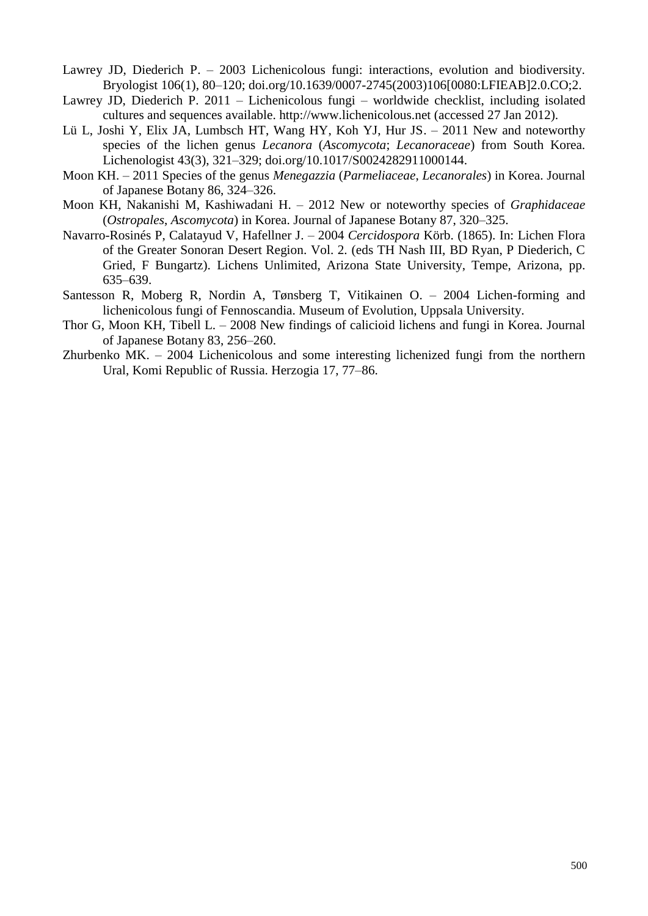Lawrey JD, Diederich P. – 2003 Lichenicolous fungi: interactions, evolution and biodiversity. Bryologist 106(1), 80–120; doi.org/10.1639/0007-2745(2003)106[0080:LFIEAB]2.0.CO;2.

Lawrey JD, Diederich P. 2011 – Lichenicolous fungi – worldwide checklist, including isolated cultures and sequences available. http://www.lichenicolous.net (accessed 27 Jan 2012).

Lü L, Joshi Y, Elix JA, Lumbsch HT, Wang HY, Koh YJ, Hur JS. – 2011 New and noteworthy species of the lichen genus *Lecanora* (*Ascomycota*; *Lecanoraceae*) from South Korea. Lichenologist 43(3), 321–329; doi.org/10.1017/S0024282911000144.

Moon KH. – 2011 Species of the genus *Menegazzia* (*Parmeliaceae*, *Lecanorales*) in Korea. Journal of Japanese Botany 86, 324–326.

Moon KH, Nakanishi M, Kashiwadani H. – 2012 New or noteworthy species of *Graphidaceae* (*Ostropales*, *Ascomycota*) in Korea. Journal of Japanese Botany 87, 320–325.

Navarro-Rosinés P, Calatayud V, Hafellner J. – 2004 *Cercidospora* Körb. (1865). In: Lichen Flora of the Greater Sonoran Desert Region. Vol. 2. (eds TH Nash III, BD Ryan, P Diederich, C Gried, F Bungartz). Lichens Unlimited, Arizona State University, Tempe, Arizona, pp. 635–639.

Santesson R, Moberg R, Nordin A, Tønsberg T, Vitikainen O. – 2004 Lichen-forming and lichenicolous fungi of Fennoscandia. Museum of Evolution, Uppsala University.

Thor G, Moon KH, Tibell L. – 2008 New findings of calicioid lichens and fungi in Korea. Journal of Japanese Botany 83, 256–260.

Zhurbenko MK. – 2004 Lichenicolous and some interesting lichenized fungi from the northern Ural, Komi Republic of Russia. Herzogia 17, 77–86.